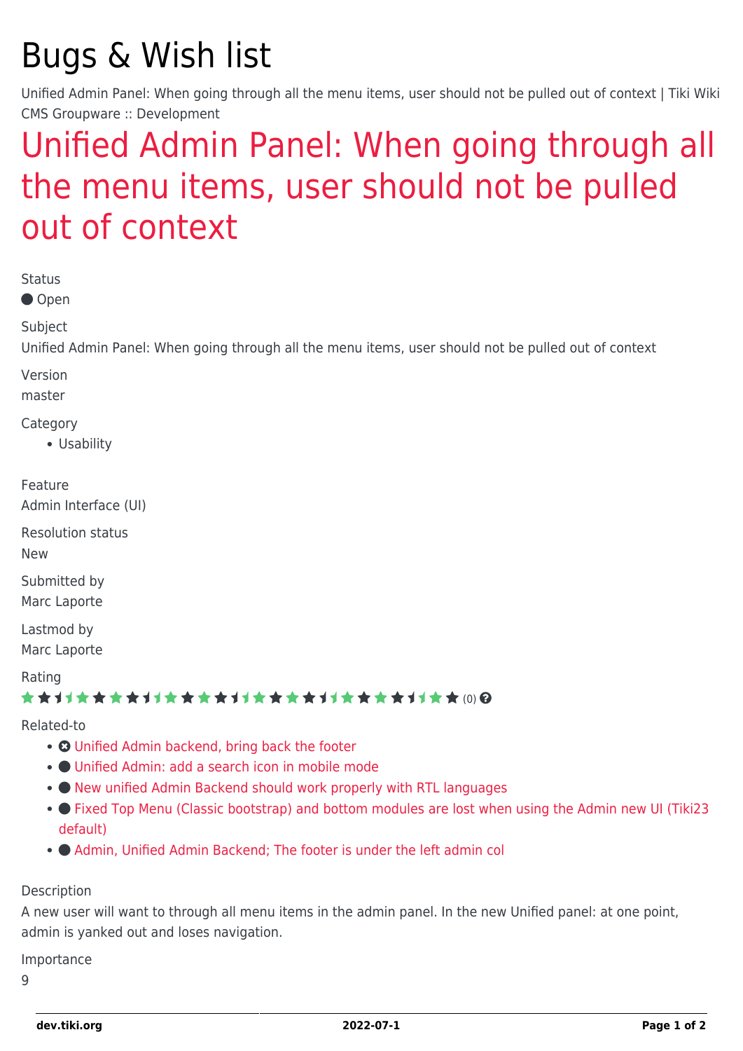# Bugs & Wish list

Unified Admin Panel: When going through all the menu items, user should not be pulled out of context | Tiki Wiki CMS Groupware :: Development

## Unified Admin Panel: When going through all the menu items, user should not be pulled out of context

Status

● Open

Subject

Unified Admin Panel: When going through all the menu items, user should not be pulled out of context

Version

master

Category

- Usability

Feature

Admin Interface (UI)

Resolution status

New

Submitted by

Marc Laporte

Lastmod by

Marc Laporte

Rating

(0)

Related-to

- Unified Admin backend, bring back the footer
- ● Unified Admin: add a search icon in mobile mode
- ● New unified Admin Backend should work properly with RTL languages
- ● Fixed Top Menu (Classic bootstrap) and bottom modules are lost when using the Admin new UI (Tiki23 default)
- ● Admin, Unified Admin Backend; The footer is under the left admin col

Description

A new user will want to through all menu items in the admin panel. In the new Unified panel: at one point, admin is yanked out and loses navigation.

Importance

9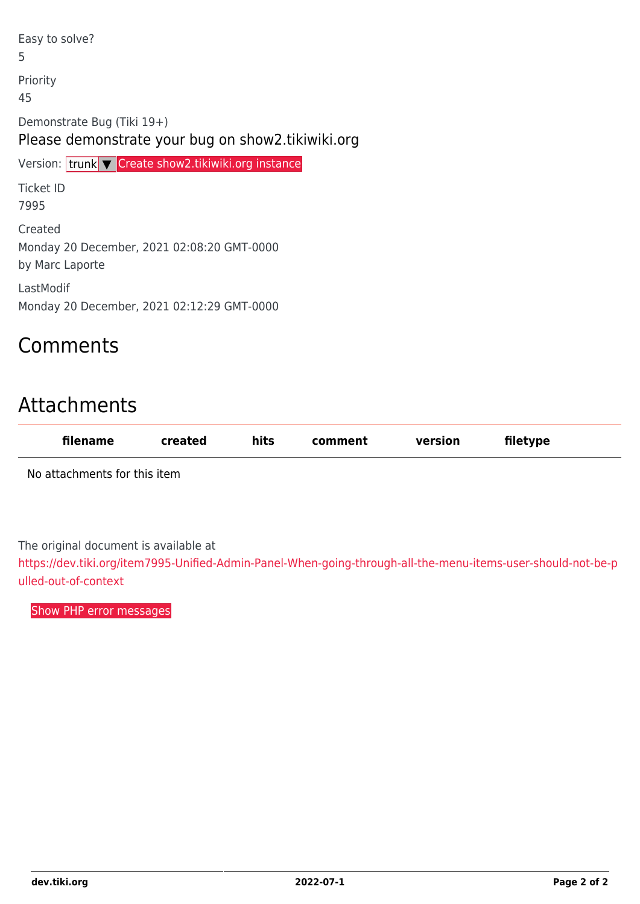Easy to solve?

5

Priority

45

Demonstrate Bug (Tiki 19+)

Please demonstrate your bug on show2.tikiwiki.org

Version: trunk ▼ Create show2.tikiwiki.org instance

Ticket ID

7995

Created

Monday 20 December, 2021 02:08:20 GMT-0000

by Marc Laporte

LastModif

Monday 20 December, 2021 02:12:29 GMT-0000

## Comments

## Attachments

| filename | created | hits | comment | version | filetype |
|---|---|---|---|---|---|
| No attachments for this item | | | | | |

The original document is available at https://dev.tiki.org/item7995-Unified-Admin-Panel-When-going-through-all-the-menu-items-user-should-not-be-pulled-out-of-context

Show PHP error messages